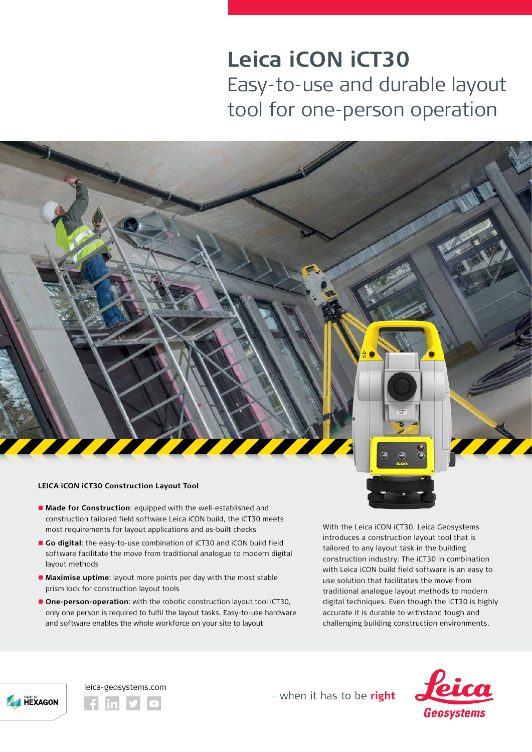# Leica iCON iCT30

## Easy-to-use and durable layout tool for one-person operation

### LEICA iCON iCT30 Construction Layout Tool

- **Made for Construction**: equipped with the well-established and construction tailored field software Leica iCON build, the iCT30 meets most requirements for layout applications and as-built checks
- **Go digital**: the easy-to-use combination of iCT30 and iCON build field software facilitate the move from traditional analogue to modern digital layout methods
- **Maximise uptime**: layout more points per day with the most stable prism lock for construction layout tools
- **One-person-operation**: with the robotic construction layout tool iCT30, only one person is required to fulfil the layout tasks. Easy-to-use hardware and software enables the whole workforce on your site to layout

With the Leica iCON iCT30, Leica Geosystems introduces a construction layout tool that is tailored to any layout task in the building construction industry. The iCT30 in combination with Leica iCON build field software is an easy to use solution that facilitates the move from traditional analogue layout methods to modern digital techniques. Even though the iCT30 is highly accurate it is durable to withstand tough and challenging building construction environments.

PART OF HEXAGON

leica-geosystems.com

- when it has to be **right**

Leica Geosystems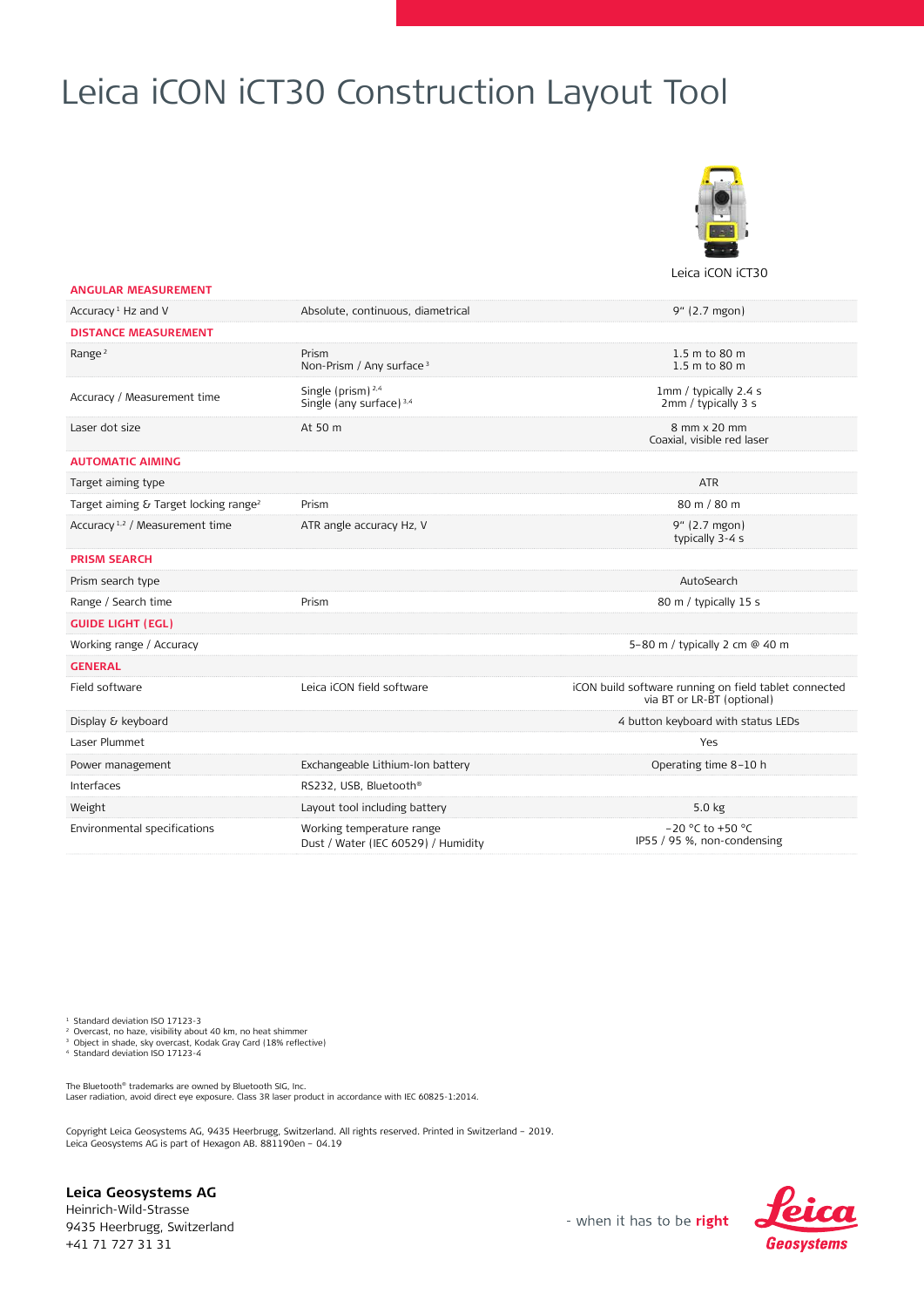# Leica iCON iCT30 Construction Layout Tool

| | | Leica iCON iCT30 |
|---|---|---|
| **ANGULAR MEASUREMENT** | | |
| Accuracy[1] Hz and V | Absolute, continuous, diametrical | 9" (2.7 mgon) |
| **DISTANCE MEASUREMENT** | | |
| Range[2] | Prism<br>Non-Prism / Any surface[3] | 1.5 m to 80 m<br>1.5 m to 80 m |
| Accuracy / Measurement time | Single (prism)[2,4]<br>Single (any surface)[3,4] | 1mm / typically 2.4 s<br>2mm / typically 3 s |
| Laser dot size | At 50 m | 8 mm x 20 mm<br>Coaxial, visible red laser |
| **AUTOMATIC AIMING** | | |
| Target aiming type | | ATR |
| Target aiming & Target locking range[2] | Prism | 80 m / 80 m |
| Accuracy[1,2] / Measurement time | ATR angle accuracy Hz, V | 9" (2.7 mgon)<br>typically 3-4 s |
| **PRISM SEARCH** | | |
| Prism search type | | AutoSearch |
| Range / Search time | Prism | 80 m / typically 15 s |
| **GUIDE LIGHT (EGL)** | | |
| Working range / Accuracy | | 5–80 m / typically 2 cm @ 40 m |
| **GENERAL** | | |
| Field software | Leica iCON field software | iCON build software running on field tablet connected via BT or LR-BT (optional) |
| Display & keyboard | | 4 button keyboard with status LEDs |
| Laser Plummet | | Yes |
| Power management | Exchangeable Lithium-Ion battery | Operating time 8–10 h |
| Interfaces | RS232, USB, Bluetooth® | |
| Weight | Layout tool including battery | 5.0 kg |
| Environmental specifications | Working temperature range<br>Dust / Water (IEC 60529) / Humidity | −20 °C to +50 °C<br>IP55 / 95 %, non-condensing |

[1] Standard deviation ISO 17123-3
[2] Overcast, no haze, visibility about 40 km, no heat shimmer
[3] Object in shade, sky overcast, Kodak Gray Card (18% reflective)
[4] Standard deviation ISO 17123-4

The Bluetooth® trademarks are owned by Bluetooth SIG, Inc.
Laser radiation, avoid direct eye exposure. Class 3R laser product in accordance with IEC 60825-1:2014.

Copyright Leica Geosystems AG, 9435 Heerbrugg, Switzerland. All rights reserved. Printed in Switzerland – 2019.
Leica Geosystems AG is part of Hexagon AB. 881190en – 04.19

**Leica Geosystems AG**
Heinrich-Wild-Strasse
9435 Heerbrugg, Switzerland
+41 71 727 31 31

- when it has to be **right**

Leica Geosystems